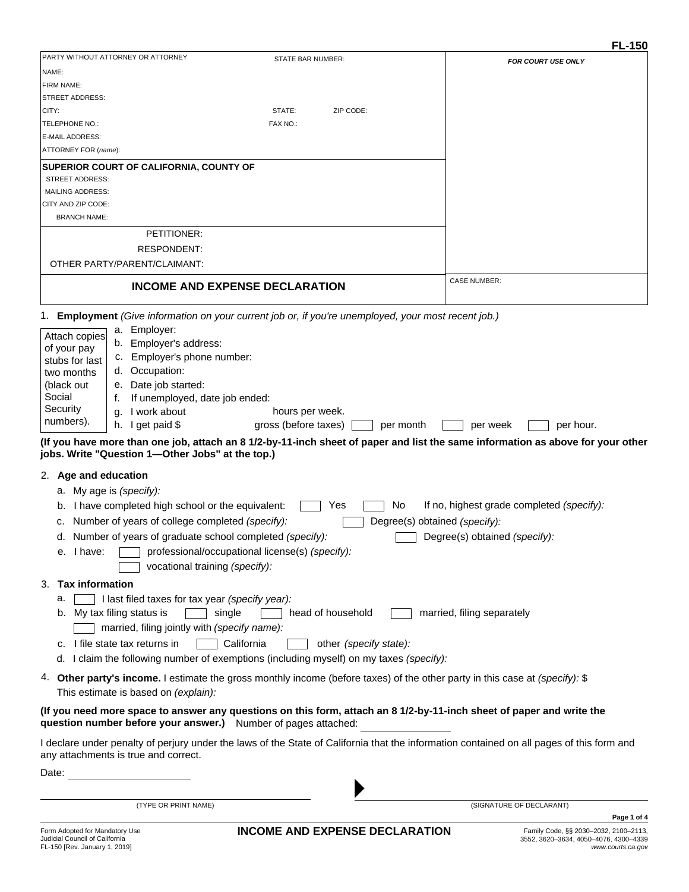**FL-150**

| PARTY WITHOUT ATTORNEY OR ATTORNEY | STATE BAR NUMBER: | FOR COURT USE ONLY |
|---|---|---|
| NAME: | | |
| FIRM NAME: | | |
| STREET ADDRESS: | | |
| CITY: | STATE: ZIP CODE: | |
| TELEPHONE NO.: | FAX NO.: | |
| E-MAIL ADDRESS: | | |
| ATTORNEY FOR (*name*): | | |

**SUPERIOR COURT OF CALIFORNIA, COUNTY OF**
STREET ADDRESS:
MAILING ADDRESS:
CITY AND ZIP CODE:
BRANCH NAME:

PETITIONER:
RESPONDENT:
OTHER PARTY/PARENT/CLAIMANT:

# INCOME AND EXPENSE DECLARATION

CASE NUMBER:

1. **Employment** *(Give information on your current job or, if you're unemployed, your most recent job.)*

Attach copies of your pay stubs for last two months (black out Social Security numbers).

   a. Employer:
   b. Employer's address:
   c. Employer's phone number:
   d. Occupation:
   e. Date job started:
   f. If unemployed, date job ended:
   g. I work about hours per week.
   h. I get paid $ gross (before taxes) ☐ per month ☐ per week ☐ per hour.

**(If you have more than one job, attach an 8 1/2-by-11-inch sheet of paper and list the same information as above for your other jobs. Write "Question 1—Other Jobs" at the top.)**

2. **Age and education**
   a. My age is *(specify):*
   b. I have completed high school or the equivalent: ☐ Yes ☐ No If no, highest grade completed *(specify):*
   c. Number of years of college completed *(specify):* ☐ Degree(s) obtained *(specify):*
   d. Number of years of graduate school completed *(specify):* ☐ Degree(s) obtained *(specify):*
   e. I have: ☐ professional/occupational license(s) *(specify):*
   ☐ vocational training *(specify):*

3. **Tax information**
   a. ☐ I last filed taxes for tax year *(specify year):*
   b. My tax filing status is ☐ single ☐ head of household ☐ married, filing separately
   ☐ married, filing jointly with *(specify name):*
   c. I file state tax returns in ☐ California ☐ other *(specify state):*
   d. I claim the following number of exemptions (including myself) on my taxes *(specify):*

4. **Other party's income.** I estimate the gross monthly income (before taxes) of the other party in this case at *(specify):* $
   This estimate is based on *(explain):*

**(If you need more space to answer any questions on this form, attach an 8 1/2-by-11-inch sheet of paper and write the question number before your answer.)** Number of pages attached: \_\_\_\_\_\_\_\_

I declare under penalty of perjury under the laws of the State of California that the information contained on all pages of this form and any attachments is true and correct.

Date:

(TYPE OR PRINT NAME) ▶ (SIGNATURE OF DECLARANT)

Form Adopted for Mandatory Use
Judicial Council of California
FL-150 [Rev. January 1, 2019]

**INCOME AND EXPENSE DECLARATION**

Family Code, §§ 2030–2032, 2100–2113, 3552, 3620–3634, 4050–4076, 4300–4339
*www.courts.ca.gov*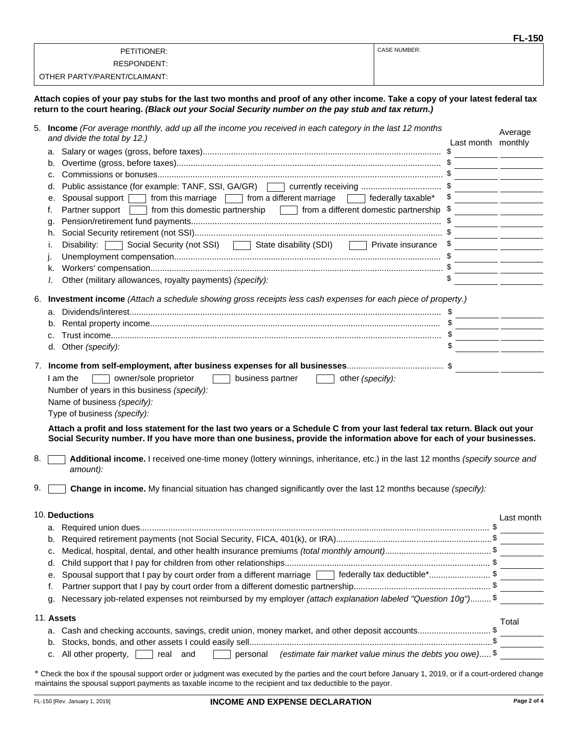**FL-150**

| PETITIONER: | CASE NUMBER: |
|---|---|
| RESPONDENT: | |
| OTHER PARTY/PARENT/CLAIMANT: | |

**Attach copies of your pay stubs for the last two months and proof of any other income. Take a copy of your latest federal tax return to the court hearing. *(Black out your Social Security number on the pay stub and tax return.)***

5. **Income** *(For average monthly, add up all the income you received in each category in the last 12 months and divide the total by 12.)*

| | Last month | Average monthly |
|---|---|---|
| a. Salary or wages (gross, before taxes) | $ | |
| b. Overtime (gross, before taxes) | $ | |
| c. Commissions or bonuses | $ | |
| d. Public assistance (for example: TANF, SSI, GA/GR) ☐ currently receiving | $ | |
| e. Spousal support ☐ from this marriage ☐ from a different marriage ☐ federally taxable* | $ | |
| f. Partner support ☐ from this domestic partnership ☐ from a different domestic partnership | $ | |
| g. Pension/retirement fund payments | $ | |
| h. Social Security retirement (not SSI) | $ | |
| i. Disability: ☐ Social Security (not SSI) ☐ State disability (SDI) ☐ Private insurance | $ | |
| j. Unemployment compensation | $ | |
| k. Workers' compensation | $ | |
| *l.* Other (military allowances, royalty payments) *(specify):* | $ | |

6. **Investment income** *(Attach a schedule showing gross receipts less cash expenses for each piece of property.)*

| | Last month | Average monthly |
|---|---|---|
| a. Dividends/interest | $ | |
| b. Rental property income | $ | |
| c. Trust income | $ | |
| d. Other *(specify):* | $ | |

7. **Income from self-employment, after business expenses for all businesses** $ ____ ____

I am the ☐ owner/sole proprietor ☐ business partner ☐ other *(specify):*

Number of years in this business *(specify):*

Name of business *(specify):*

Type of business *(specify):*

**Attach a profit and loss statement for the last two years or a Schedule C from your last federal tax return. Black out your Social Security number. If you have more than one business, provide the information above for each of your businesses.**

8. ☐ **Additional income.** I received one-time money (lottery winnings, inheritance, etc.) in the last 12 months *(specify source and amount):*

9. ☐ **Change in income.** My financial situation has changed significantly over the last 12 months because *(specify):*

10. **Deductions**

| | Last month |
|---|---|
| a. Required union dues | $ |
| b. Required retirement payments (not Social Security, FICA, 401(k), or IRA) | $ |
| c. Medical, hospital, dental, and other health insurance premiums *(total monthly amount)* | $ |
| d. Child support that I pay for children from other relationships | $ |
| e. Spousal support that I pay by court order from a different marriage ☐ federally tax deductible* | $ |
| f. Partner support that I pay by court order from a different domestic partnership | $ |
| g. Necessary job-related expenses not reimbursed by my employer *(attach explanation labeled "Question 10g")* | $ |

11. **Assets**

| | Total |
|---|---|
| a. Cash and checking accounts, savings, credit union, money market, and other deposit accounts | $ |
| b. Stocks, bonds, and other assets I could easily sell | $ |
| c. All other property, ☐ real and ☐ personal *(estimate fair market value minus the debts you owe)* | $ |

\* Check the box if the spousal support order or judgment was executed by the parties and the court before January 1, 2019, or if a court-ordered change maintains the spousal support payments as taxable income to the recipient and tax deductible to the payor.

FL-150 [Rev. January 1, 2019] **INCOME AND EXPENSE DECLARATION**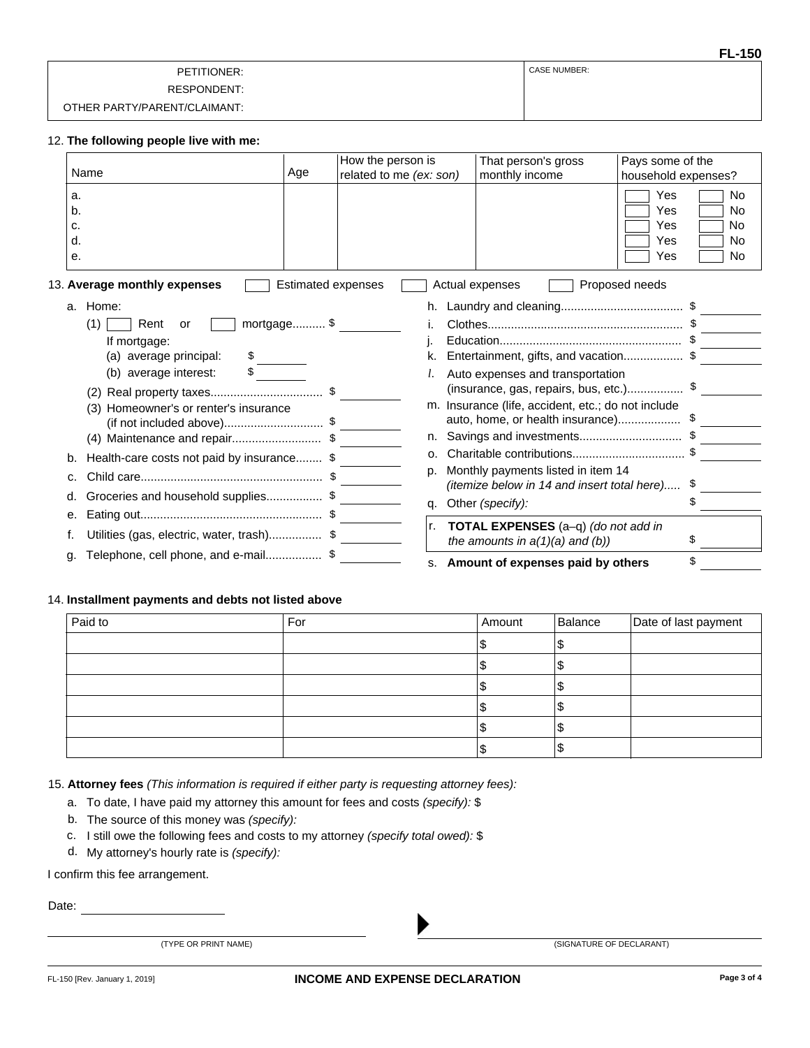FL-150

| PETITIONER: | CASE NUMBER: |
|---|---|
| RESPONDENT: | |
| OTHER PARTY/PARENT/CLAIMANT: | |

12. **The following people live with me:**

| Name | Age | How the person is related to me *(ex: son)* | That person's gross monthly income | Pays some of the household expenses? |
|---|---|---|---|---|
| a. | | | | ☐ Yes ☐ No |
| b. | | | | ☐ Yes ☐ No |
| c. | | | | ☐ Yes ☐ No |
| d. | | | | ☐ Yes ☐ No |
| e. | | | | ☐ Yes ☐ No |

13. **Average monthly expenses** ☐ Estimated expenses ☐ Actual expenses ☐ Proposed needs

a. Home:
   (1) ☐ Rent or ☐ mortgage.......... $ ______
   If mortgage:
   (a) average principal: $ ______
   (b) average interest: $ ______
   (2) Real property taxes.................................. $ ______
   (3) Homeowner's or renter's insurance (if not included above).............................. $ ______
   (4) Maintenance and repair........................... $ ______

b. Health-care costs not paid by insurance........ $ ______

c. Child care....................................................... $ ______

d. Groceries and household supplies................. $ ______

e. Eating out....................................................... $ ______

f. Utilities (gas, electric, water, trash)................ $ ______

g. Telephone, cell phone, and e-mail................. $ ______

h. Laundry and cleaning..................................... $ ______

i. Clothes........................................................... $ ______

j. Education....................................................... $ ______

k. Entertainment, gifts, and vacation.................. $ ______

l. Auto expenses and transportation (insurance, gas, repairs, bus, etc.)................. $ ______

m. Insurance (life, accident, etc.; do not include auto, home, or health insurance)................... $ ______

n. Savings and investments............................... $ ______

o. Charitable contributions.................................. $ ______

p. Monthly payments listed in item 14 *(itemize below in 14 and insert total here)*..... $ ______

q. Other *(specify):* $ ______

r. **TOTAL EXPENSES** (a–q) *(do not add in the amounts in a(1)(a) and (b))* $ ______

s. **Amount of expenses paid by others** $ ______

14. **Installment payments and debts not listed above**

| Paid to | For | Amount | Balance | Date of last payment |
|---|---|---|---|---|
| | | $ | $ | |
| | | $ | $ | |
| | | $ | $ | |
| | | $ | $ | |
| | | $ | $ | |
| | | $ | $ | |

15. **Attorney fees** *(This information is required if either party is requesting attorney fees):*

a. To date, I have paid my attorney this amount for fees and costs *(specify):* $

b. The source of this money was *(specify):*

c. I still owe the following fees and costs to my attorney *(specify total owed):* $

d. My attorney's hourly rate is *(specify):*

I confirm this fee arrangement.

Date: ______________________

______________________________ (TYPE OR PRINT NAME) ▶ ______________________________ (SIGNATURE OF DECLARANT)

FL-150 [Rev. January 1, 2019] **INCOME AND EXPENSE DECLARATION**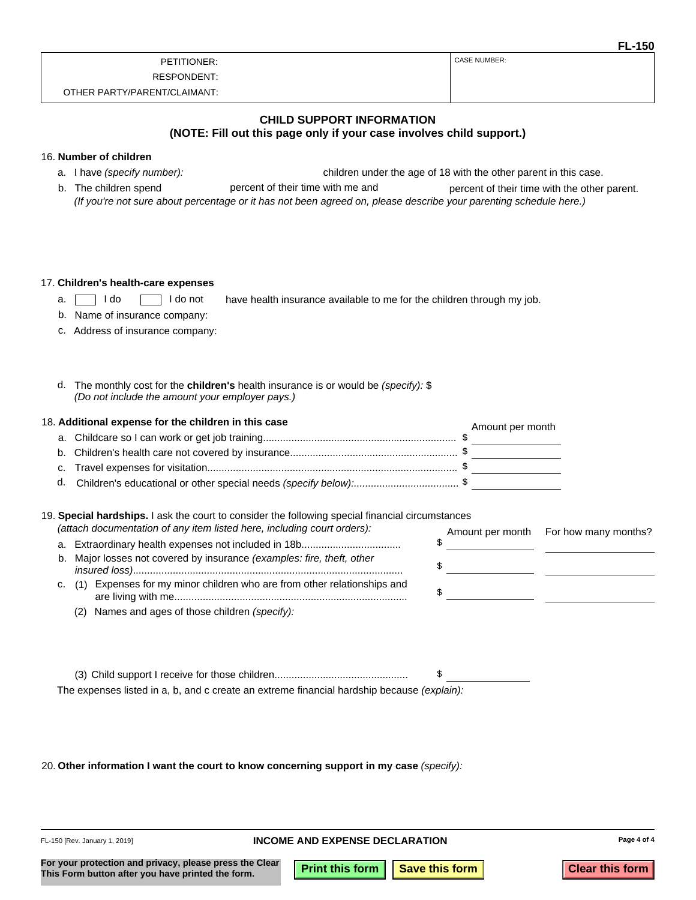FL-150

| PETITIONER: | CASE NUMBER: |
|---|---|
| RESPONDENT: | |
| OTHER PARTY/PARENT/CLAIMANT: | |

## CHILD SUPPORT INFORMATION
## (NOTE: Fill out this page only if your case involves child support.)

16. **Number of children**
   a. I have *(specify number):* ______ children under the age of 18 with the other parent in this case.
   b. The children spend ______ percent of their time with me and ______ percent of their time with the other parent.
   *(If you're not sure about percentage or it has not been agreed on, please describe your parenting schedule here.)*

17. **Children's health-care expenses**
   a. ☐ I do ☐ I do not have health insurance available to me for the children through my job.
   b. Name of insurance company:
   c. Address of insurance company:
   d. The monthly cost for the **children's** health insurance is or would be *(specify):* $
   *(Do not include the amount your employer pays.)*

18. **Additional expense for the children in this case**

| | Amount per month |
|---|---|
| a. Childcare so I can work or get job training | $ |
| b. Children's health care not covered by insurance | $ |
| c. Travel expenses for visitation | $ |
| d. Children's educational or other special needs *(specify below):* | $ |

19. **Special hardships.** I ask the court to consider the following special financial circumstances *(attach documentation of any item listed here, including court orders):*

| | Amount per month | For how many months? |
|---|---|---|
| a. Extraordinary health expenses not included in 18b | $ | |
| b. Major losses not covered by insurance *(examples: fire, theft, other insured loss)* | $ | |
| c. (1) Expenses for my minor children who are from other relationships and are living with me | $ | |

   (2) Names and ages of those children *(specify):*

   (3) Child support I receive for those children $

   The expenses listed in a, b, and c create an extreme financial hardship because *(explain):*

20. **Other information I want the court to know concerning support in my case** *(specify):*

FL-150 [Rev. January 1, 2019] **INCOME AND EXPENSE DECLARATION**

For your protection and privacy, please press the Clear This Form button after you have printed the form.

Print this form | Save this form | Clear this form